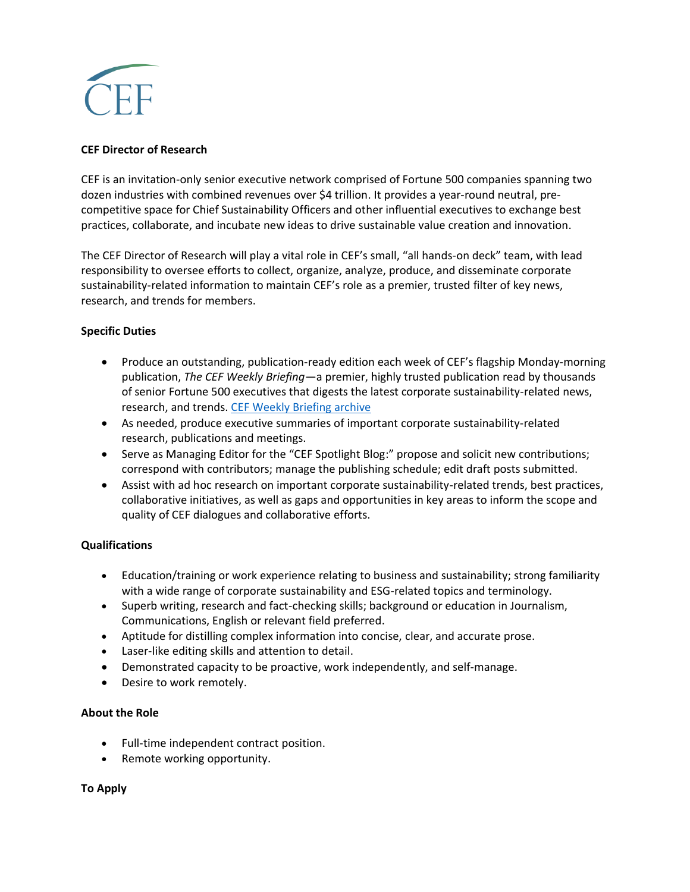CEF

**CEF Director of Research**

CEF is an invitation-only senior executive network comprised of Fortune 500 companies spanning two dozen industries with combined revenues over $4 trillion. It provides a year-round neutral, pre-competitive space for Chief Sustainability Officers and other influential executives to exchange best practices, collaborate, and incubate new ideas to drive sustainable value creation and innovation.

The CEF Director of Research will play a vital role in CEF's small, "all hands-on deck" team, with lead responsibility to oversee efforts to collect, organize, analyze, produce, and disseminate corporate sustainability-related information to maintain CEF's role as a premier, trusted filter of key news, research, and trends for members.

**Specific Duties**

- Produce an outstanding, publication-ready edition each week of CEF's flagship Monday-morning publication, *The CEF Weekly Briefing*—a premier, highly trusted publication read by thousands of senior Fortune 500 executives that digests the latest corporate sustainability-related news, research, and trends. CEF Weekly Briefing archive
- As needed, produce executive summaries of important corporate sustainability-related research, publications and meetings.
- Serve as Managing Editor for the "CEF Spotlight Blog:" propose and solicit new contributions; correspond with contributors; manage the publishing schedule; edit draft posts submitted.
- Assist with ad hoc research on important corporate sustainability-related trends, best practices, collaborative initiatives, as well as gaps and opportunities in key areas to inform the scope and quality of CEF dialogues and collaborative efforts.

**Qualifications**

- Education/training or work experience relating to business and sustainability; strong familiarity with a wide range of corporate sustainability and ESG-related topics and terminology.
- Superb writing, research and fact-checking skills; background or education in Journalism, Communications, English or relevant field preferred.
- Aptitude for distilling complex information into concise, clear, and accurate prose.
- Laser-like editing skills and attention to detail.
- Demonstrated capacity to be proactive, work independently, and self-manage.
- Desire to work remotely.

**About the Role**

- Full-time independent contract position.
- Remote working opportunity.

**To Apply**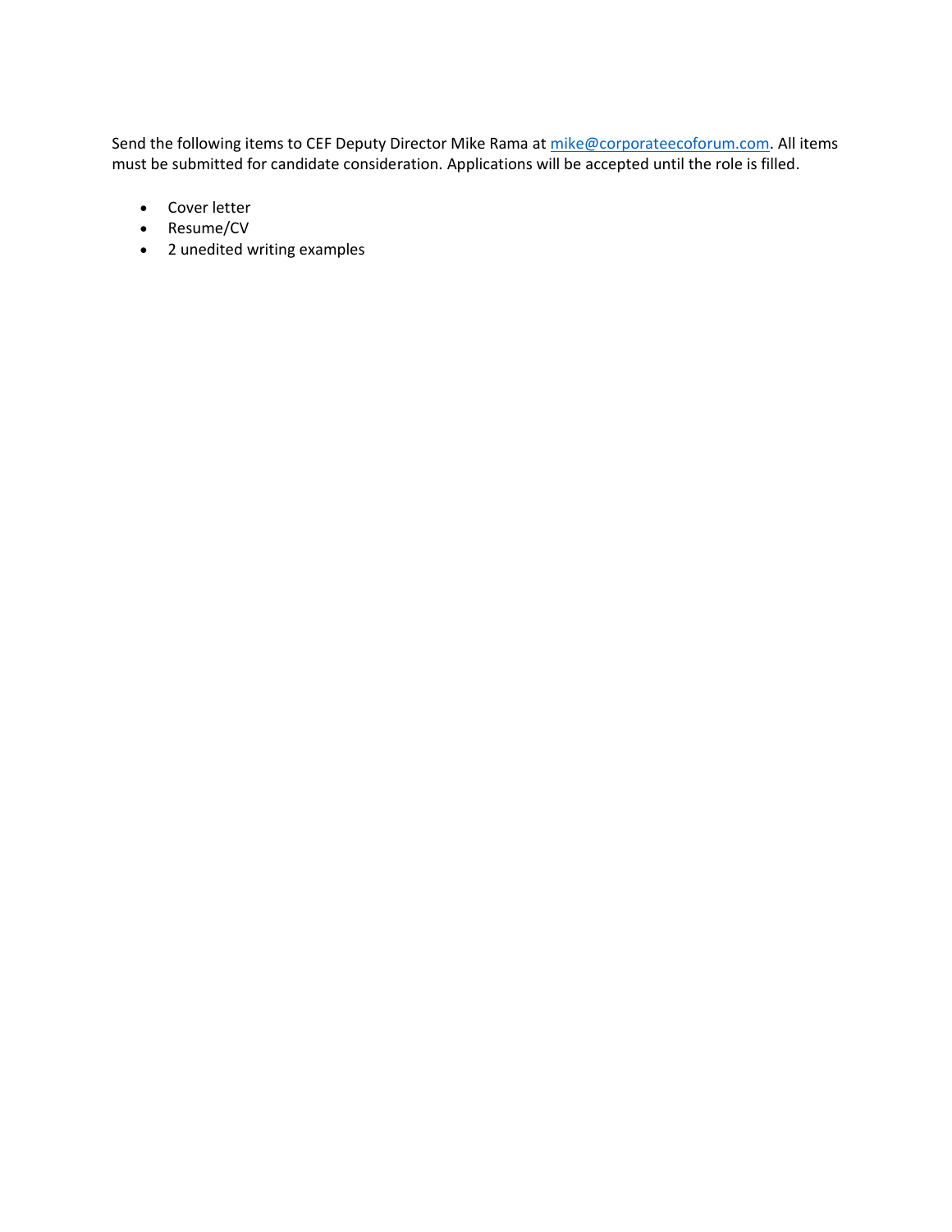Send the following items to CEF Deputy Director Mike Rama at [mike@corporateecoforum.com](mailto:mike@corporateecoforum.com). All items must be submitted for candidate consideration. Applications will be accepted until the role is filled.

- Cover letter
- Resume/CV
- 2 unedited writing examples